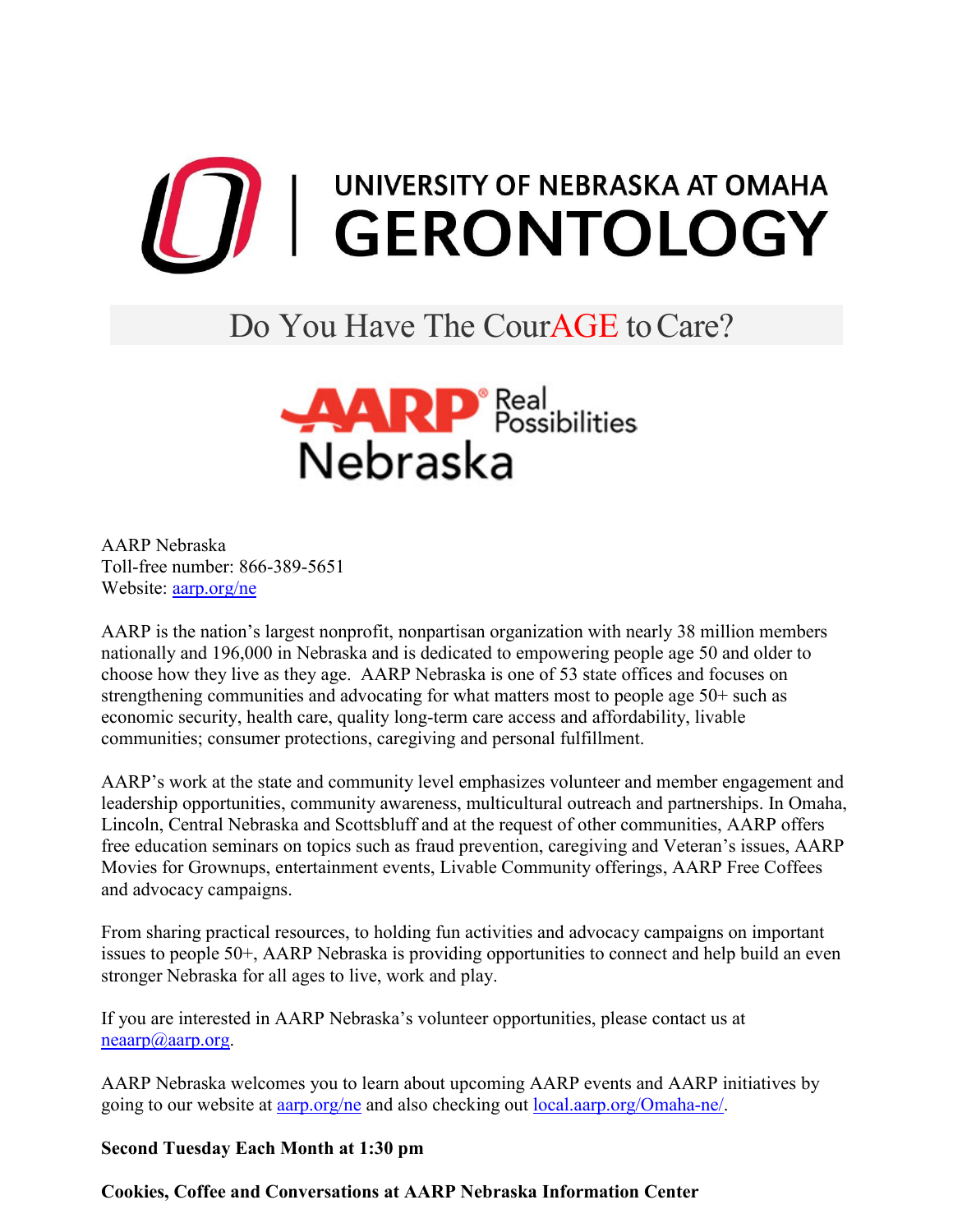# UNIVERSITY OF NEBRASKA AT OMAHA GERONTOLOGY

## Do You Have The CourAGE to Care?

AARP Real Possibilities Nebraska

AARP Nebraska
Toll-free number: 866-389-5651
Website: aarp.org/ne

AARP is the nation's largest nonprofit, nonpartisan organization with nearly 38 million members nationally and 196,000 in Nebraska and is dedicated to empowering people age 50 and older to choose how they live as they age. AARP Nebraska is one of 53 state offices and focuses on strengthening communities and advocating for what matters most to people age 50+ such as economic security, health care, quality long-term care access and affordability, livable communities; consumer protections, caregiving and personal fulfillment.

AARP's work at the state and community level emphasizes volunteer and member engagement and leadership opportunities, community awareness, multicultural outreach and partnerships. In Omaha, Lincoln, Central Nebraska and Scottsbluff and at the request of other communities, AARP offers free education seminars on topics such as fraud prevention, caregiving and Veteran's issues, AARP Movies for Grownups, entertainment events, Livable Community offerings, AARP Free Coffees and advocacy campaigns.

From sharing practical resources, to holding fun activities and advocacy campaigns on important issues to people 50+, AARP Nebraska is providing opportunities to connect and help build an even stronger Nebraska for all ages to live, work and play.

If you are interested in AARP Nebraska's volunteer opportunities, please contact us at neaarp@aarp.org.

AARP Nebraska welcomes you to learn about upcoming AARP events and AARP initiatives by going to our website at aarp.org/ne and also checking out local.aarp.org/Omaha-ne/.

**Second Tuesday Each Month at 1:30 pm**

**Cookies, Coffee and Conversations at AARP Nebraska Information Center**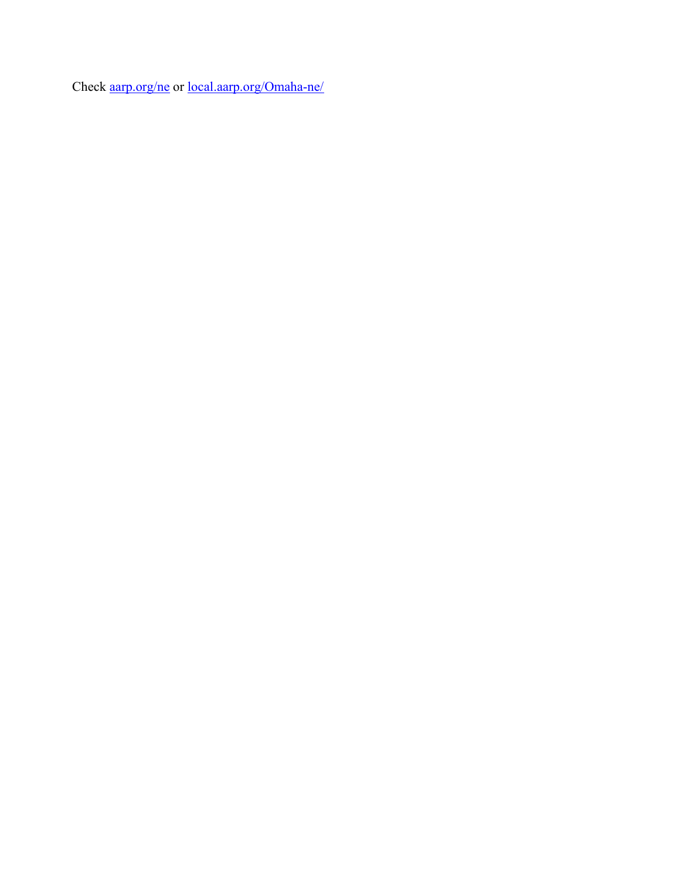Check [aarp.org/ne](aarp.org/ne) or [local.aarp.org/Omaha-ne/](local.aarp.org/Omaha-ne/)